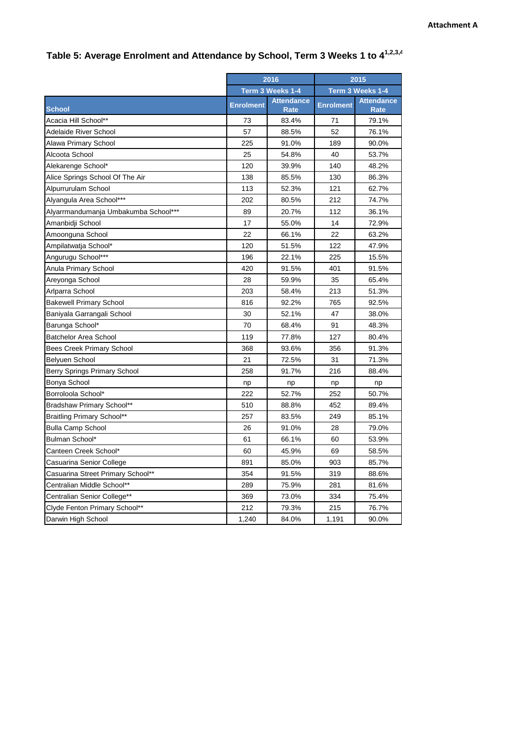Attachment A

# Table 5: Average Enrolment and Attendance by School, Term 3 Weeks 1 to 4[1,2,3,4]

| | 2016 | | 2015 | |
|---|---|---|---|---|
| | Term 3 Weeks 1-4 | | Term 3 Weeks 1-4 | |
| School | Enrolment | Attendance Rate | Enrolment | Attendance Rate |
| Acacia Hill School** | 73 | 83.4% | 71 | 79.1% |
| Adelaide River School | 57 | 88.5% | 52 | 76.1% |
| Alawa Primary School | 225 | 91.0% | 189 | 90.0% |
| Alcoota School | 25 | 54.8% | 40 | 53.7% |
| Alekarenge School* | 120 | 39.9% | 140 | 48.2% |
| Alice Springs School Of The Air | 138 | 85.5% | 130 | 86.3% |
| Alpurrurulam School | 113 | 52.3% | 121 | 62.7% |
| Alyangula Area School*** | 202 | 80.5% | 212 | 74.7% |
| Alyarrmandumanja Umbakumba School*** | 89 | 20.7% | 112 | 36.1% |
| Amanbidji School | 17 | 55.0% | 14 | 72.9% |
| Amoonguna School | 22 | 66.1% | 22 | 63.2% |
| Ampilatwatja School* | 120 | 51.5% | 122 | 47.9% |
| Angurugu School*** | 196 | 22.1% | 225 | 15.5% |
| Anula Primary School | 420 | 91.5% | 401 | 91.5% |
| Areyonga School | 28 | 59.9% | 35 | 65.4% |
| Arlparra School | 203 | 58.4% | 213 | 51.3% |
| Bakewell Primary School | 816 | 92.2% | 765 | 92.5% |
| Baniyala Garrangali School | 30 | 52.1% | 47 | 38.0% |
| Barunga School* | 70 | 68.4% | 91 | 48.3% |
| Batchelor Area School | 119 | 77.8% | 127 | 80.4% |
| Bees Creek Primary School | 368 | 93.6% | 356 | 91.3% |
| Belyuen School | 21 | 72.5% | 31 | 71.3% |
| Berry Springs Primary School | 258 | 91.7% | 216 | 88.4% |
| Bonya School | np | np | np | np |
| Borroloola School* | 222 | 52.7% | 252 | 50.7% |
| Bradshaw Primary School** | 510 | 88.8% | 452 | 89.4% |
| Braitling Primary School** | 257 | 83.5% | 249 | 85.1% |
| Bulla Camp School | 26 | 91.0% | 28 | 79.0% |
| Bulman School* | 61 | 66.1% | 60 | 53.9% |
| Canteen Creek School* | 60 | 45.9% | 69 | 58.5% |
| Casuarina Senior College | 891 | 85.0% | 903 | 85.7% |
| Casuarina Street Primary School** | 354 | 91.5% | 319 | 88.6% |
| Centralian Middle School** | 289 | 75.9% | 281 | 81.6% |
| Centralian Senior College** | 369 | 73.0% | 334 | 75.4% |
| Clyde Fenton Primary School** | 212 | 79.3% | 215 | 76.7% |
| Darwin High School | 1,240 | 84.0% | 1,191 | 90.0% |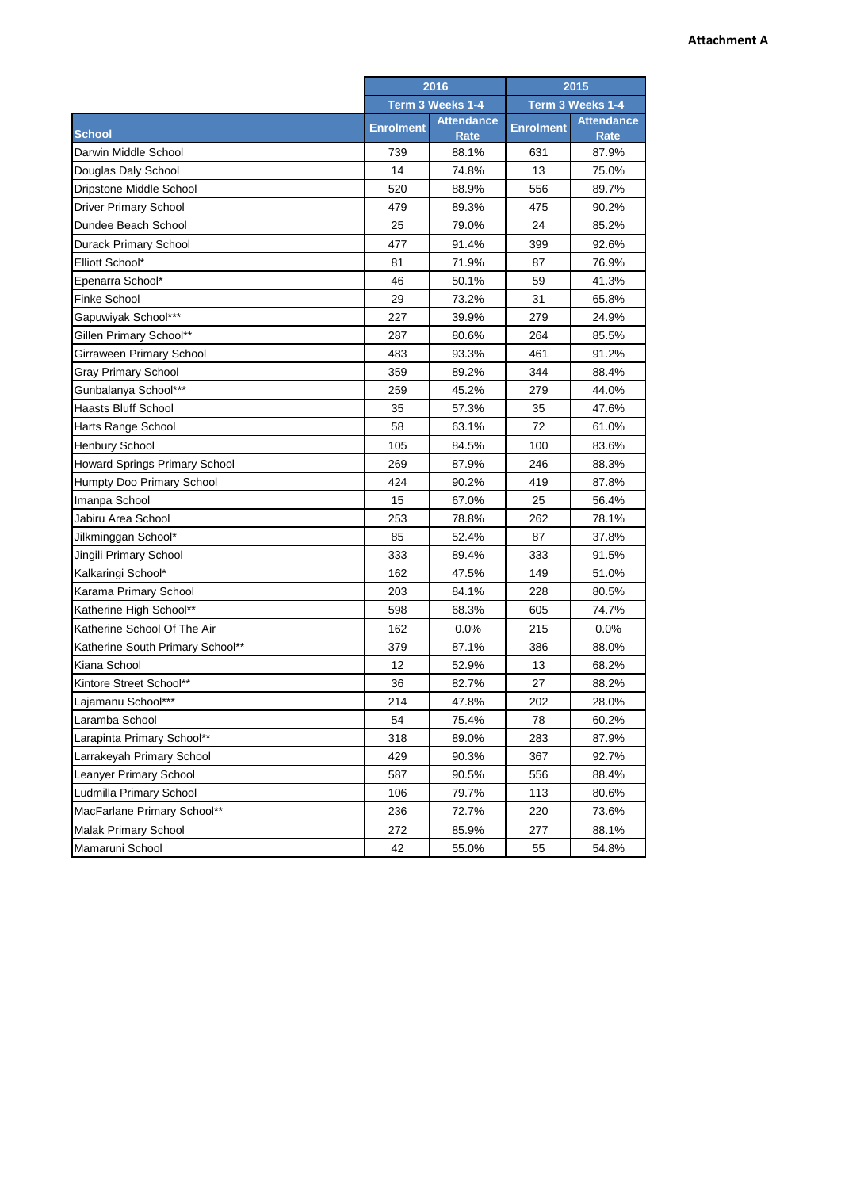**Attachment A**

| | 2016 | | 2015 | |
|---|---|---|---|---|
| | Term 3 Weeks 1-4 | | Term 3 Weeks 1-4 | |
| School | Enrolment | Attendance Rate | Enrolment | Attendance Rate |
| Darwin Middle School | 739 | 88.1% | 631 | 87.9% |
| Douglas Daly School | 14 | 74.8% | 13 | 75.0% |
| Dripstone Middle School | 520 | 88.9% | 556 | 89.7% |
| Driver Primary School | 479 | 89.3% | 475 | 90.2% |
| Dundee Beach School | 25 | 79.0% | 24 | 85.2% |
| Durack Primary School | 477 | 91.4% | 399 | 92.6% |
| Elliott School* | 81 | 71.9% | 87 | 76.9% |
| Epenarra School* | 46 | 50.1% | 59 | 41.3% |
| Finke School | 29 | 73.2% | 31 | 65.8% |
| Gapuwiyak School*** | 227 | 39.9% | 279 | 24.9% |
| Gillen Primary School** | 287 | 80.6% | 264 | 85.5% |
| Girraween Primary School | 483 | 93.3% | 461 | 91.2% |
| Gray Primary School | 359 | 89.2% | 344 | 88.4% |
| Gunbalanya School*** | 259 | 45.2% | 279 | 44.0% |
| Haasts Bluff School | 35 | 57.3% | 35 | 47.6% |
| Harts Range School | 58 | 63.1% | 72 | 61.0% |
| Henbury School | 105 | 84.5% | 100 | 83.6% |
| Howard Springs Primary School | 269 | 87.9% | 246 | 88.3% |
| Humpty Doo Primary School | 424 | 90.2% | 419 | 87.8% |
| Imanpa School | 15 | 67.0% | 25 | 56.4% |
| Jabiru Area School | 253 | 78.8% | 262 | 78.1% |
| Jilkminggan School* | 85 | 52.4% | 87 | 37.8% |
| Jingili Primary School | 333 | 89.4% | 333 | 91.5% |
| Kalkaringi School* | 162 | 47.5% | 149 | 51.0% |
| Karama Primary School | 203 | 84.1% | 228 | 80.5% |
| Katherine High School** | 598 | 68.3% | 605 | 74.7% |
| Katherine School Of The Air | 162 | 0.0% | 215 | 0.0% |
| Katherine South Primary School** | 379 | 87.1% | 386 | 88.0% |
| Kiana School | 12 | 52.9% | 13 | 68.2% |
| Kintore Street School** | 36 | 82.7% | 27 | 88.2% |
| Lajamanu School*** | 214 | 47.8% | 202 | 28.0% |
| Laramba School | 54 | 75.4% | 78 | 60.2% |
| Larapinta Primary School** | 318 | 89.0% | 283 | 87.9% |
| Larrakeyah Primary School | 429 | 90.3% | 367 | 92.7% |
| Leanyer Primary School | 587 | 90.5% | 556 | 88.4% |
| Ludmilla Primary School | 106 | 79.7% | 113 | 80.6% |
| MacFarlane Primary School** | 236 | 72.7% | 220 | 73.6% |
| Malak Primary School | 272 | 85.9% | 277 | 88.1% |
| Mamaruni School | 42 | 55.0% | 55 | 54.8% |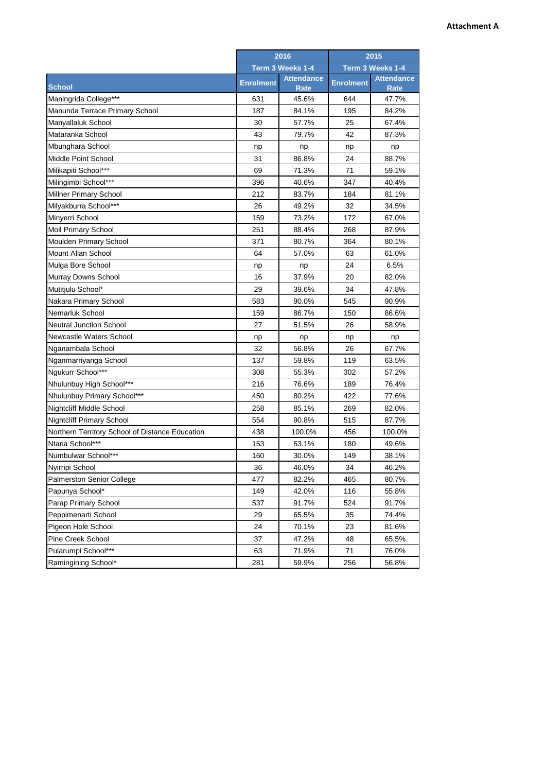**Attachment A**

| School | 2016 | | 2015 | |
|---|---|---|---|---|
| | Term 3 Weeks 1-4 | | Term 3 Weeks 1-4 | |
| | Enrolment | Attendance Rate | Enrolment | Attendance Rate |
| Maningrida College*** | 631 | 45.6% | 644 | 47.7% |
| Manunda Terrace Primary School | 187 | 84.1% | 195 | 84.2% |
| Manyallaluk School | 30 | 57.7% | 25 | 67.4% |
| Mataranka School | 43 | 79.7% | 42 | 87.3% |
| Mbunghara School | np | np | np | np |
| Middle Point School | 31 | 86.8% | 24 | 88.7% |
| Milikapiti School*** | 69 | 71.3% | 71 | 59.1% |
| Milingimbi School*** | 396 | 40.6% | 347 | 40.4% |
| Millner Primary School | 212 | 83.7% | 184 | 81.1% |
| Milyakburra School*** | 26 | 49.2% | 32 | 34.5% |
| Minyerri School | 159 | 73.2% | 172 | 67.0% |
| Moil Primary School | 251 | 88.4% | 268 | 87.9% |
| Moulden Primary School | 371 | 80.7% | 364 | 80.1% |
| Mount Allan School | 64 | 57.0% | 63 | 61.0% |
| Mulga Bore School | np | np | 24 | 6.5% |
| Murray Downs School | 16 | 37.9% | 20 | 82.0% |
| Mutitjulu School* | 29 | 39.6% | 34 | 47.8% |
| Nakara Primary School | 583 | 90.0% | 545 | 90.9% |
| Nemarluk School | 159 | 86.7% | 150 | 86.6% |
| Neutral Junction School | 27 | 51.5% | 26 | 58.9% |
| Newcastle Waters School | np | np | np | np |
| Nganambala School | 32 | 56.8% | 26 | 67.7% |
| Nganmarriyanga School | 137 | 59.8% | 119 | 63.5% |
| Ngukurr School*** | 308 | 55.3% | 302 | 57.2% |
| Nhulunbuy High School*** | 216 | 76.6% | 189 | 76.4% |
| Nhulunbuy Primary School*** | 450 | 80.2% | 422 | 77.6% |
| Nightcliff Middle School | 258 | 85.1% | 269 | 82.0% |
| Nightcliff Primary School | 554 | 90.8% | 515 | 87.7% |
| Northern Territory School of Distance Education | 438 | 100.0% | 456 | 100.0% |
| Ntaria School*** | 153 | 53.1% | 180 | 49.6% |
| Numbulwar School*** | 160 | 30.0% | 149 | 38.1% |
| Nyirripi School | 36 | 46.0% | 34 | 46.2% |
| Palmerston Senior College | 477 | 82.2% | 465 | 80.7% |
| Papunya School* | 149 | 42.0% | 116 | 55.8% |
| Parap Primary School | 537 | 91.7% | 524 | 91.7% |
| Peppimenarti School | 29 | 65.5% | 35 | 74.4% |
| Pigeon Hole School | 24 | 70.1% | 23 | 81.6% |
| Pine Creek School | 37 | 47.2% | 48 | 65.5% |
| Pularumpi School*** | 63 | 71.9% | 71 | 76.0% |
| Ramingining School* | 281 | 59.9% | 256 | 56.8% |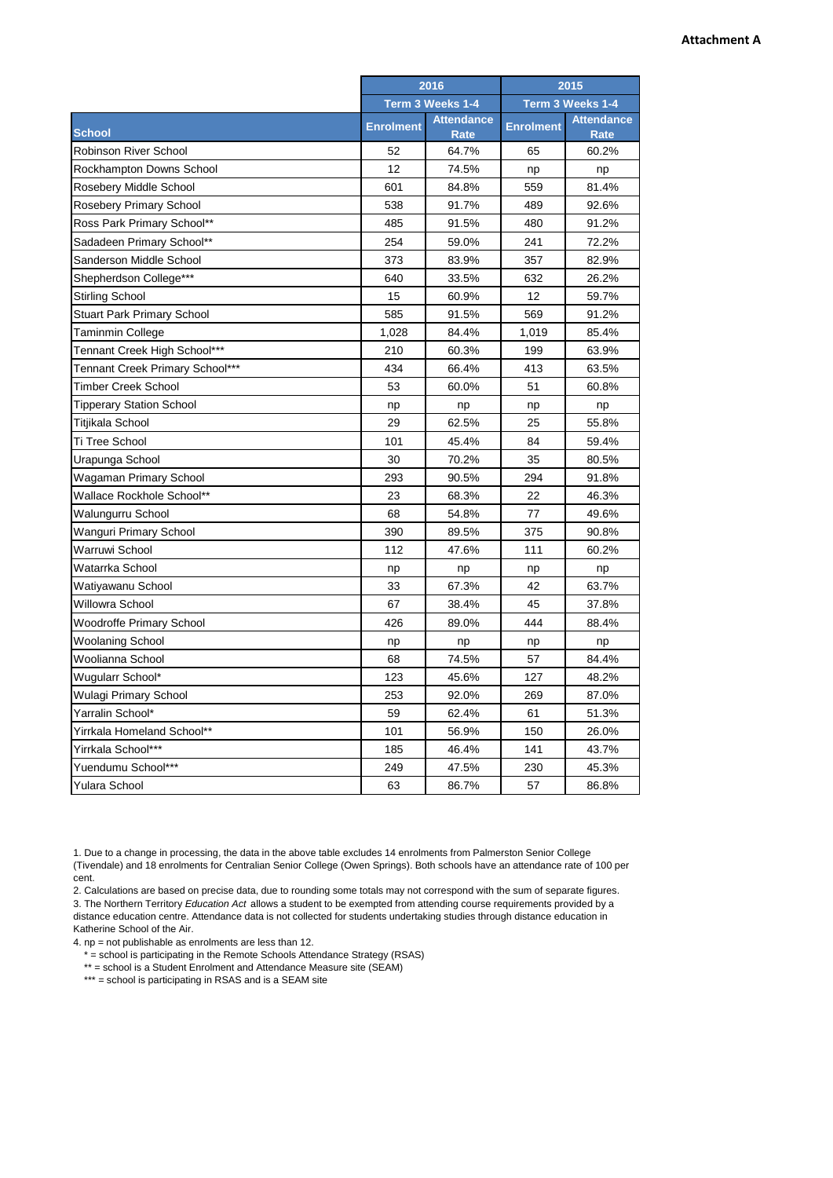**Attachment A**

| School | 2016 | | 2015 | |
|---|---|---|---|---|
| | Term 3 Weeks 1-4 | | Term 3 Weeks 1-4 | |
| | Enrolment | Attendance Rate | Enrolment | Attendance Rate |
| Robinson River School | 52 | 64.7% | 65 | 60.2% |
| Rockhampton Downs School | 12 | 74.5% | np | np |
| Rosebery Middle School | 601 | 84.8% | 559 | 81.4% |
| Rosebery Primary School | 538 | 91.7% | 489 | 92.6% |
| Ross Park Primary School** | 485 | 91.5% | 480 | 91.2% |
| Sadadeen Primary School** | 254 | 59.0% | 241 | 72.2% |
| Sanderson Middle School | 373 | 83.9% | 357 | 82.9% |
| Shepherdson College*** | 640 | 33.5% | 632 | 26.2% |
| Stirling School | 15 | 60.9% | 12 | 59.7% |
| Stuart Park Primary School | 585 | 91.5% | 569 | 91.2% |
| Taminmin College | 1,028 | 84.4% | 1,019 | 85.4% |
| Tennant Creek High School*** | 210 | 60.3% | 199 | 63.9% |
| Tennant Creek Primary School*** | 434 | 66.4% | 413 | 63.5% |
| Timber Creek School | 53 | 60.0% | 51 | 60.8% |
| Tipperary Station School | np | np | np | np |
| Titjikala School | 29 | 62.5% | 25 | 55.8% |
| Ti Tree School | 101 | 45.4% | 84 | 59.4% |
| Urapunga School | 30 | 70.2% | 35 | 80.5% |
| Wagaman Primary School | 293 | 90.5% | 294 | 91.8% |
| Wallace Rockhole School** | 23 | 68.3% | 22 | 46.3% |
| Walungurru School | 68 | 54.8% | 77 | 49.6% |
| Wanguri Primary School | 390 | 89.5% | 375 | 90.8% |
| Warruwi School | 112 | 47.6% | 111 | 60.2% |
| Watarrka School | np | np | np | np |
| Watiyawanu School | 33 | 67.3% | 42 | 63.7% |
| Willowra School | 67 | 38.4% | 45 | 37.8% |
| Woodroffe Primary School | 426 | 89.0% | 444 | 88.4% |
| Woolaning School | np | np | np | np |
| Woolianna School | 68 | 74.5% | 57 | 84.4% |
| Wugularr School* | 123 | 45.6% | 127 | 48.2% |
| Wulagi Primary School | 253 | 92.0% | 269 | 87.0% |
| Yarralin School* | 59 | 62.4% | 61 | 51.3% |
| Yirrkala Homeland School** | 101 | 56.9% | 150 | 26.0% |
| Yirrkala School*** | 185 | 46.4% | 141 | 43.7% |
| Yuendumu School*** | 249 | 47.5% | 230 | 45.3% |
| Yulara School | 63 | 86.7% | 57 | 86.8% |

1. Due to a change in processing, the data in the above table excludes 14 enrolments from Palmerston Senior College (Tivendale) and 18 enrolments for Centralian Senior College (Owen Springs). Both schools have an attendance rate of 100 per cent.
2. Calculations are based on precise data, due to rounding some totals may not correspond with the sum of separate figures.
3. The Northern Territory *Education Act* allows a student to be exempted from attending course requirements provided by a distance education centre. Attendance data is not collected for students undertaking studies through distance education in Katherine School of the Air.
4. np = not publishable as enrolments are less than 12.

\* = school is participating in the Remote Schools Attendance Strategy (RSAS)
\*\* = school is a Student Enrolment and Attendance Measure site (SEAM)
\*\*\* = school is participating in RSAS and is a SEAM site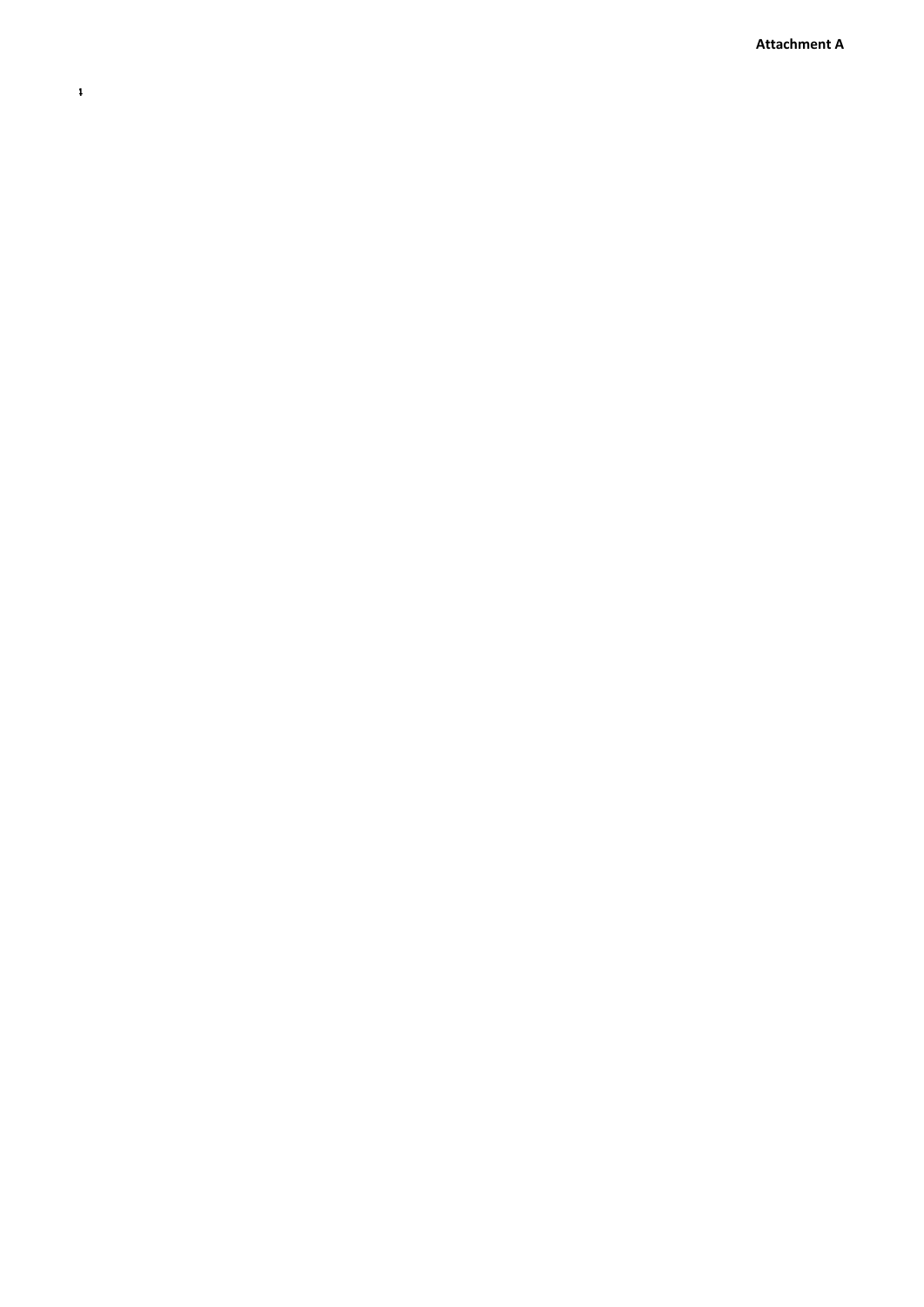**Attachment A**